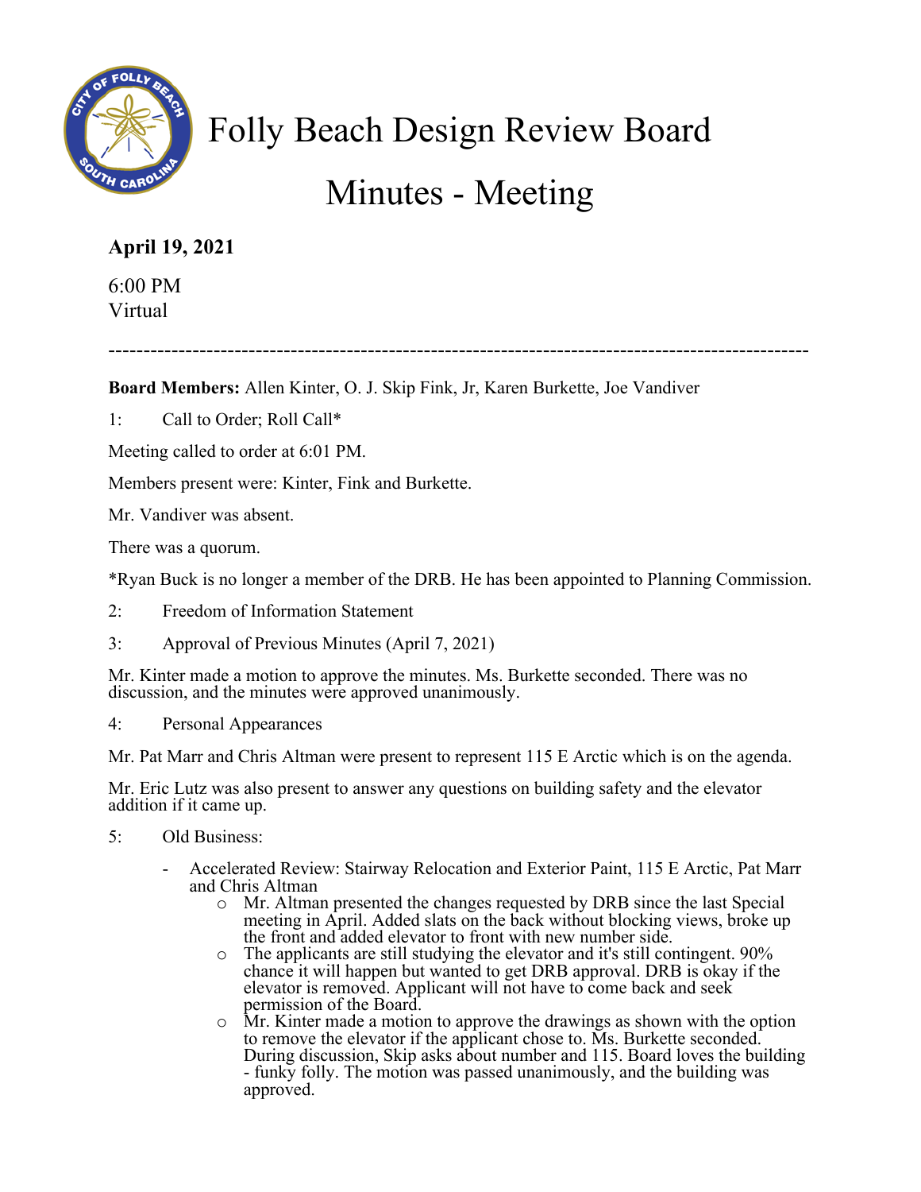# Folly Beach Design Review Board

# Minutes - Meeting

**April 19, 2021**

6:00 PM
Virtual

---

**Board Members:** Allen Kinter, O. J. Skip Fink, Jr, Karen Burkette, Joe Vandiver

1: Call to Order; Roll Call*

Meeting called to order at 6:01 PM.

Members present were: Kinter, Fink and Burkette.

Mr. Vandiver was absent.

There was a quorum.

*Ryan Buck is no longer a member of the DRB. He has been appointed to Planning Commission.

2: Freedom of Information Statement

3: Approval of Previous Minutes (April 7, 2021)

Mr. Kinter made a motion to approve the minutes. Ms. Burkette seconded. There was no discussion, and the minutes were approved unanimously.

4: Personal Appearances

Mr. Pat Marr and Chris Altman were present to represent 115 E Arctic which is on the agenda.

Mr. Eric Lutz was also present to answer any questions on building safety and the elevator addition if it came up.

5: Old Business:

- Accelerated Review: Stairway Relocation and Exterior Paint, 115 E Arctic, Pat Marr and Chris Altman
  - Mr. Altman presented the changes requested by DRB since the last Special meeting in April. Added slats on the back without blocking views, broke up the front and added elevator to front with new number side.
  - The applicants are still studying the elevator and it's still contingent. 90% chance it will happen but wanted to get DRB approval. DRB is okay if the elevator is removed. Applicant will not have to come back and seek permission of the Board.
  - Mr. Kinter made a motion to approve the drawings as shown with the option to remove the elevator if the applicant chose to. Ms. Burkette seconded. During discussion, Skip asks about number and 115. Board loves the building - funky folly. The motion was passed unanimously, and the building was approved.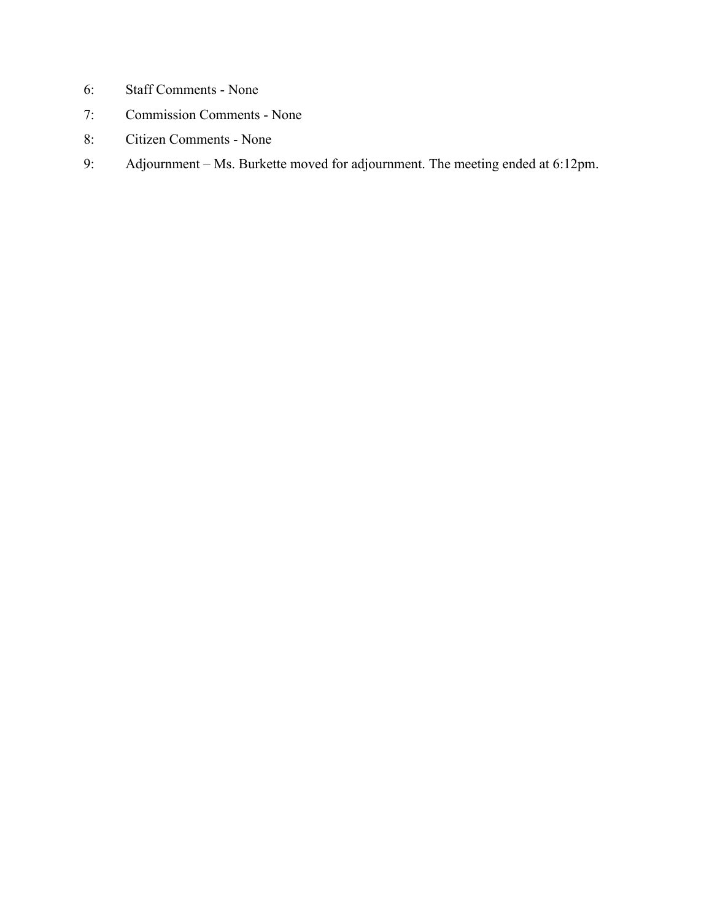6: Staff Comments - None

7: Commission Comments - None

8: Citizen Comments - None

9: Adjournment – Ms. Burkette moved for adjournment. The meeting ended at 6:12pm.